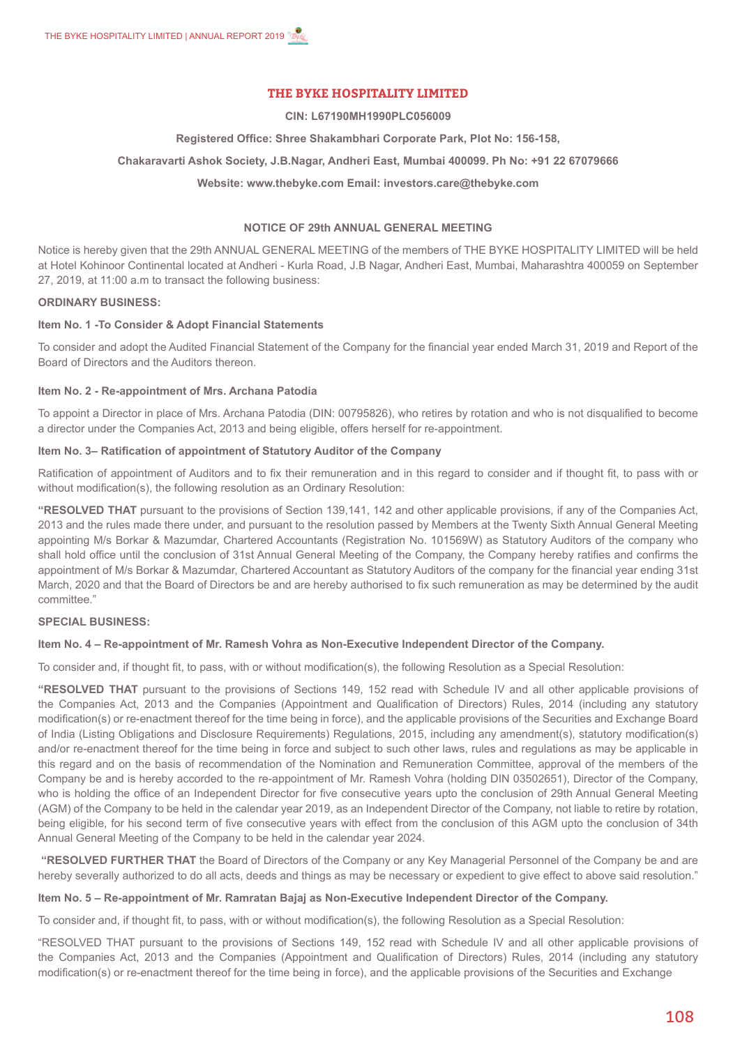# THE BYKE HOSPITALITY LIMITED

**CIN: L67190MH1990PLC056009**

**Registered Office: Shree Shakambhari Corporate Park, Plot No: 156-158,**

**Chakaravarti Ashok Society, J.B.Nagar, Andheri East, Mumbai 400099. Ph No: +91 22 67079666**

**Website: www.thebyke.com Email: investors.care@thebyke.com**

## NOTICE OF 29th ANNUAL GENERAL MEETING

Notice is hereby given that the 29th ANNUAL GENERAL MEETING of the members of THE BYKE HOSPITALITY LIMITED will be held at Hotel Kohinoor Continental located at Andheri - Kurla Road, J.B Nagar, Andheri East, Mumbai, Maharashtra 400059 on September 27, 2019, at 11:00 a.m to transact the following business:

**ORDINARY BUSINESS:**

**Item No. 1 -To Consider & Adopt Financial Statements**

To consider and adopt the Audited Financial Statement of the Company for the financial year ended March 31, 2019 and Report of the Board of Directors and the Auditors thereon.

**Item No. 2 - Re-appointment of Mrs. Archana Patodia**

To appoint a Director in place of Mrs. Archana Patodia (DIN: 00795826), who retires by rotation and who is not disqualified to become a director under the Companies Act, 2013 and being eligible, offers herself for re-appointment.

**Item No. 3– Ratification of appointment of Statutory Auditor of the Company**

Ratification of appointment of Auditors and to fix their remuneration and in this regard to consider and if thought fit, to pass with or without modification(s), the following resolution as an Ordinary Resolution:

"**RESOLVED THAT** pursuant to the provisions of Section 139,141, 142 and other applicable provisions, if any of the Companies Act, 2013 and the rules made there under, and pursuant to the resolution passed by Members at the Twenty Sixth Annual General Meeting appointing M/s Borkar & Mazumdar, Chartered Accountants (Registration No. 101569W) as Statutory Auditors of the company who shall hold office until the conclusion of 31st Annual General Meeting of the Company, the Company hereby ratifies and confirms the appointment of M/s Borkar & Mazumdar, Chartered Accountant as Statutory Auditors of the company for the financial year ending 31st March, 2020 and that the Board of Directors be and are hereby authorised to fix such remuneration as may be determined by the audit committee."

**SPECIAL BUSINESS:**

**Item No. 4 – Re-appointment of Mr. Ramesh Vohra as Non-Executive Independent Director of the Company.**

To consider and, if thought fit, to pass, with or without modification(s), the following Resolution as a Special Resolution:

"**RESOLVED THAT** pursuant to the provisions of Sections 149, 152 read with Schedule IV and all other applicable provisions of the Companies Act, 2013 and the Companies (Appointment and Qualification of Directors) Rules, 2014 (including any statutory modification(s) or re-enactment thereof for the time being in force), and the applicable provisions of the Securities and Exchange Board of India (Listing Obligations and Disclosure Requirements) Regulations, 2015, including any amendment(s), statutory modification(s) and/or re-enactment thereof for the time being in force and subject to such other laws, rules and regulations as may be applicable in this regard and on the basis of recommendation of the Nomination and Remuneration Committee, approval of the members of the Company be and is hereby accorded to the re-appointment of Mr. Ramesh Vohra (holding DIN 03502651), Director of the Company, who is holding the office of an Independent Director for five consecutive years upto the conclusion of 29th Annual General Meeting (AGM) of the Company to be held in the calendar year 2019, as an Independent Director of the Company, not liable to retire by rotation, being eligible, for his second term of five consecutive years with effect from the conclusion of this AGM upto the conclusion of 34th Annual General Meeting of the Company to be held in the calendar year 2024.

"**RESOLVED FURTHER THAT** the Board of Directors of the Company or any Key Managerial Personnel of the Company be and are hereby severally authorized to do all acts, deeds and things as may be necessary or expedient to give effect to above said resolution."

**Item No. 5 – Re-appointment of Mr. Ramratan Bajaj as Non-Executive Independent Director of the Company.**

To consider and, if thought fit, to pass, with or without modification(s), the following Resolution as a Special Resolution:

"RESOLVED THAT pursuant to the provisions of Sections 149, 152 read with Schedule IV and all other applicable provisions of the Companies Act, 2013 and the Companies (Appointment and Qualification of Directors) Rules, 2014 (including any statutory modification(s) or re-enactment thereof for the time being in force), and the applicable provisions of the Securities and Exchange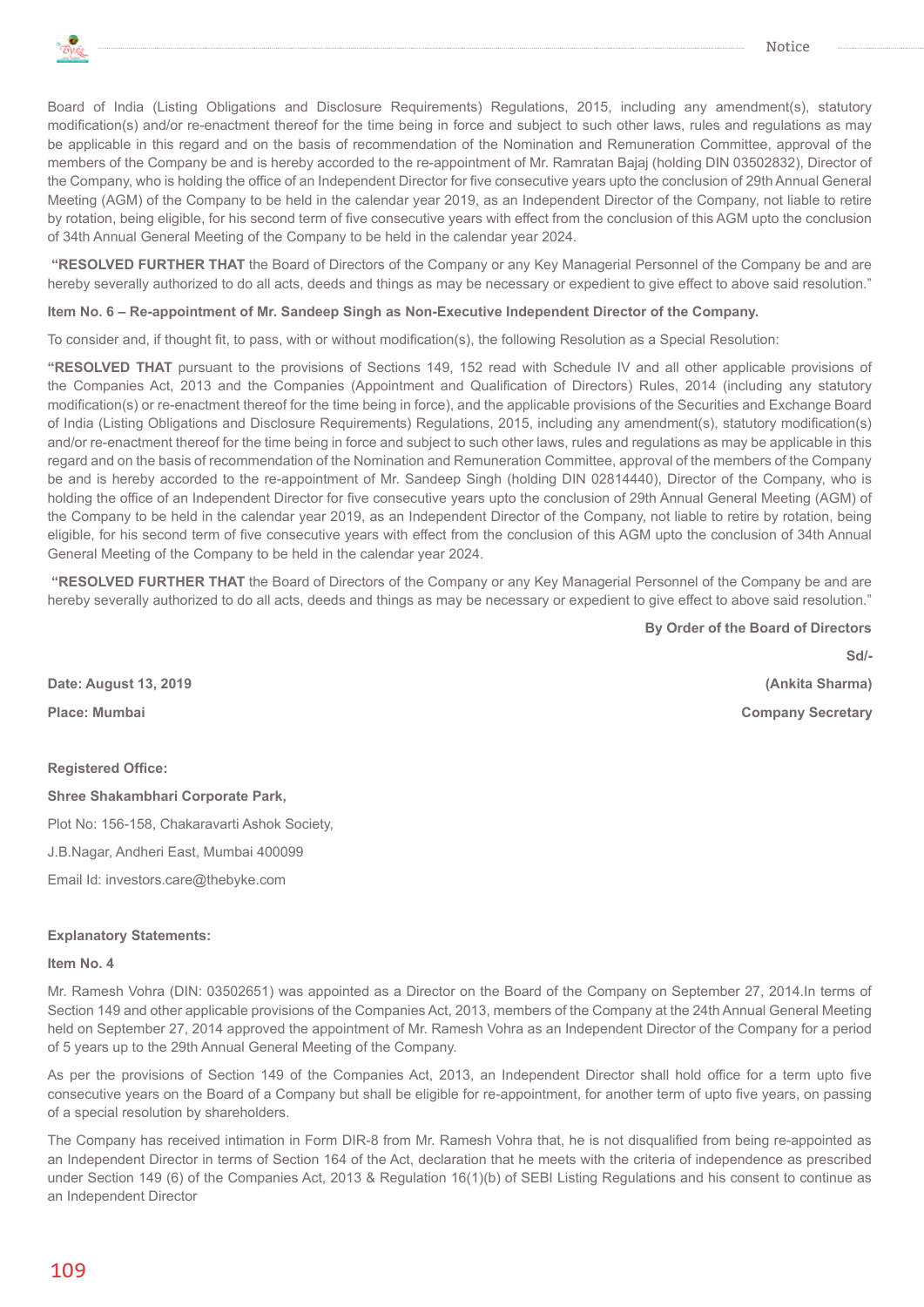Board of India (Listing Obligations and Disclosure Requirements) Regulations, 2015, including any amendment(s), statutory modification(s) and/or re-enactment thereof for the time being in force and subject to such other laws, rules and regulations as may be applicable in this regard and on the basis of recommendation of the Nomination and Remuneration Committee, approval of the members of the Company be and is hereby accorded to the re-appointment of Mr. Ramratan Bajaj (holding DIN 03502832), Director of the Company, who is holding the office of an Independent Director for five consecutive years upto the conclusion of 29th Annual General Meeting (AGM) of the Company to be held in the calendar year 2019, as an Independent Director of the Company, not liable to retire by rotation, being eligible, for his second term of five consecutive years with effect from the conclusion of this AGM upto the conclusion of 34th Annual General Meeting of the Company to be held in the calendar year 2024.

**"RESOLVED FURTHER THAT** the Board of Directors of the Company or any Key Managerial Personnel of the Company be and are hereby severally authorized to do all acts, deeds and things as may be necessary or expedient to give effect to above said resolution."

**Item No. 6 – Re-appointment of Mr. Sandeep Singh as Non-Executive Independent Director of the Company.**

To consider and, if thought fit, to pass, with or without modification(s), the following Resolution as a Special Resolution:

**"RESOLVED THAT** pursuant to the provisions of Sections 149, 152 read with Schedule IV and all other applicable provisions of the Companies Act, 2013 and the Companies (Appointment and Qualification of Directors) Rules, 2014 (including any statutory modification(s) or re-enactment thereof for the time being in force), and the applicable provisions of the Securities and Exchange Board of India (Listing Obligations and Disclosure Requirements) Regulations, 2015, including any amendment(s), statutory modification(s) and/or re-enactment thereof for the time being in force and subject to such other laws, rules and regulations as may be applicable in this regard and on the basis of recommendation of the Nomination and Remuneration Committee, approval of the members of the Company be and is hereby accorded to the re-appointment of Mr. Sandeep Singh (holding DIN 02814440), Director of the Company, who is holding the office of an Independent Director for five consecutive years upto the conclusion of 29th Annual General Meeting (AGM) of the Company to be held in the calendar year 2019, as an Independent Director of the Company, not liable to retire by rotation, being eligible, for his second term of five consecutive years with effect from the conclusion of this AGM upto the conclusion of 34th Annual General Meeting of the Company to be held in the calendar year 2024.

**"RESOLVED FURTHER THAT** the Board of Directors of the Company or any Key Managerial Personnel of the Company be and are hereby severally authorized to do all acts, deeds and things as may be necessary or expedient to give effect to above said resolution."

**By Order of the Board of Directors**

**Sd/-**

**Date: August 13, 2019** **(Ankita Sharma)**

**Place: Mumbai** **Company Secretary**

**Registered Office:**

**Shree Shakambhari Corporate Park,**

Plot No: 156-158, Chakaravarti Ashok Society,

J.B.Nagar, Andheri East, Mumbai 400099

Email Id: investors.care@thebyke.com

**Explanatory Statements:**

**Item No. 4**

Mr. Ramesh Vohra (DIN: 03502651) was appointed as a Director on the Board of the Company on September 27, 2014.In terms of Section 149 and other applicable provisions of the Companies Act, 2013, members of the Company at the 24th Annual General Meeting held on September 27, 2014 approved the appointment of Mr. Ramesh Vohra as an Independent Director of the Company for a period of 5 years up to the 29th Annual General Meeting of the Company.

As per the provisions of Section 149 of the Companies Act, 2013, an Independent Director shall hold office for a term upto five consecutive years on the Board of a Company but shall be eligible for re-appointment, for another term of upto five years, on passing of a special resolution by shareholders.

The Company has received intimation in Form DIR-8 from Mr. Ramesh Vohra that, he is not disqualified from being re-appointed as an Independent Director in terms of Section 164 of the Act, declaration that he meets with the criteria of independence as prescribed under Section 149 (6) of the Companies Act, 2013 & Regulation 16(1)(b) of SEBI Listing Regulations and his consent to continue as an Independent Director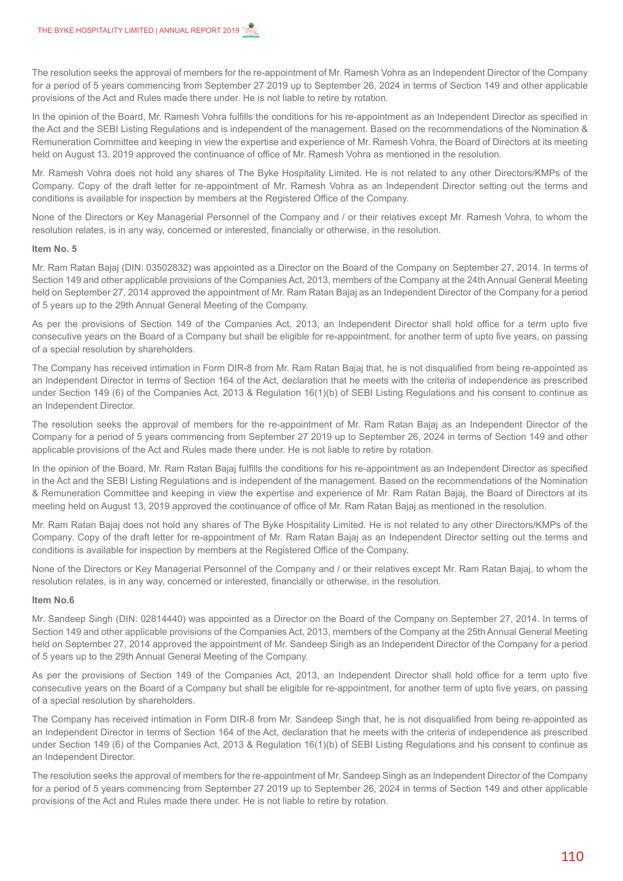The resolution seeks the approval of members for the re-appointment of Mr. Ramesh Vohra as an Independent Director of the Company for a period of 5 years commencing from September 27 2019 up to September 26, 2024 in terms of Section 149 and other applicable provisions of the Act and Rules made there under. He is not liable to retire by rotation.

In the opinion of the Board, Mr. Ramesh Vohra fulfills the conditions for his re-appointment as an Independent Director as specified in the Act and the SEBI Listing Regulations and is independent of the management. Based on the recommendations of the Nomination & Remuneration Committee and keeping in view the expertise and experience of Mr. Ramesh Vohra, the Board of Directors at its meeting held on August 13, 2019 approved the continuance of office of Mr. Ramesh Vohra as mentioned in the resolution.

Mr. Ramesh Vohra does not hold any shares of The Byke Hospitality Limited. He is not related to any other Directors/KMPs of the Company. Copy of the draft letter for re-appointment of Mr. Ramesh Vohra as an Independent Director setting out the terms and conditions is available for inspection by members at the Registered Office of the Company.

None of the Directors or Key Managerial Personnel of the Company and / or their relatives except Mr. Ramesh Vohra, to whom the resolution relates, is in any way, concerned or interested, financially or otherwise, in the resolution.

**Item No. 5**

Mr. Ram Ratan Bajaj (DIN: 03502832) was appointed as a Director on the Board of the Company on September 27, 2014. In terms of Section 149 and other applicable provisions of the Companies Act, 2013, members of the Company at the 24th Annual General Meeting held on September 27, 2014 approved the appointment of Mr. Ram Ratan Bajaj as an Independent Director of the Company for a period of 5 years up to the 29th Annual General Meeting of the Company.

As per the provisions of Section 149 of the Companies Act, 2013, an Independent Director shall hold office for a term upto five consecutive years on the Board of a Company but shall be eligible for re-appointment, for another term of upto five years, on passing of a special resolution by shareholders.

The Company has received intimation in Form DIR-8 from Mr. Ram Ratan Bajaj that, he is not disqualified from being re-appointed as an Independent Director in terms of Section 164 of the Act, declaration that he meets with the criteria of independence as prescribed under Section 149 (6) of the Companies Act, 2013 & Regulation 16(1)(b) of SEBI Listing Regulations and his consent to continue as an Independent Director.

The resolution seeks the approval of members for the re-appointment of Mr. Ram Ratan Bajaj as an Independent Director of the Company for a period of 5 years commencing from September 27 2019 up to September 26, 2024 in terms of Section 149 and other applicable provisions of the Act and Rules made there under. He is not liable to retire by rotation.

In the opinion of the Board, Mr. Ram Ratan Bajaj fulfills the conditions for his re-appointment as an Independent Director as specified in the Act and the SEBI Listing Regulations and is independent of the management. Based on the recommendations of the Nomination & Remuneration Committee and keeping in view the expertise and experience of Mr. Ram Ratan Bajaj, the Board of Directors at its meeting held on August 13, 2019 approved the continuance of office of Mr. Ram Ratan Bajaj as mentioned in the resolution.

Mr. Ram Ratan Bajaj does not hold any shares of The Byke Hospitality Limited. He is not related to any other Directors/KMPs of the Company. Copy of the draft letter for re-appointment of Mr. Ram Ratan Bajaj as an Independent Director setting out the terms and conditions is available for inspection by members at the Registered Office of the Company.

None of the Directors or Key Managerial Personnel of the Company and / or their relatives except Mr. Ram Ratan Bajaj, to whom the resolution relates, is in any way, concerned or interested, financially or otherwise, in the resolution.

**Item No.6**

Mr. Sandeep Singh (DIN: 02814440) was appointed as a Director on the Board of the Company on September 27, 2014. In terms of Section 149 and other applicable provisions of the Companies Act, 2013, members of the Company at the 25th Annual General Meeting held on September 27, 2014 approved the appointment of Mr. Sandeep Singh as an Independent Director of the Company for a period of 5 years up to the 29th Annual General Meeting of the Company.

As per the provisions of Section 149 of the Companies Act, 2013, an Independent Director shall hold office for a term upto five consecutive years on the Board of a Company but shall be eligible for re-appointment, for another term of upto five years, on passing of a special resolution by shareholders.

The Company has received intimation in Form DIR-8 from Mr. Sandeep Singh that, he is not disqualified from being re-appointed as an Independent Director in terms of Section 164 of the Act, declaration that he meets with the criteria of independence as prescribed under Section 149 (6) of the Companies Act, 2013 & Regulation 16(1)(b) of SEBI Listing Regulations and his consent to continue as an Independent Director.

The resolution seeks the approval of members for the re-appointment of Mr. Sandeep Singh as an Independent Director of the Company for a period of 5 years commencing from September 27 2019 up to September 26, 2024 in terms of Section 149 and other applicable provisions of the Act and Rules made there under. He is not liable to retire by rotation.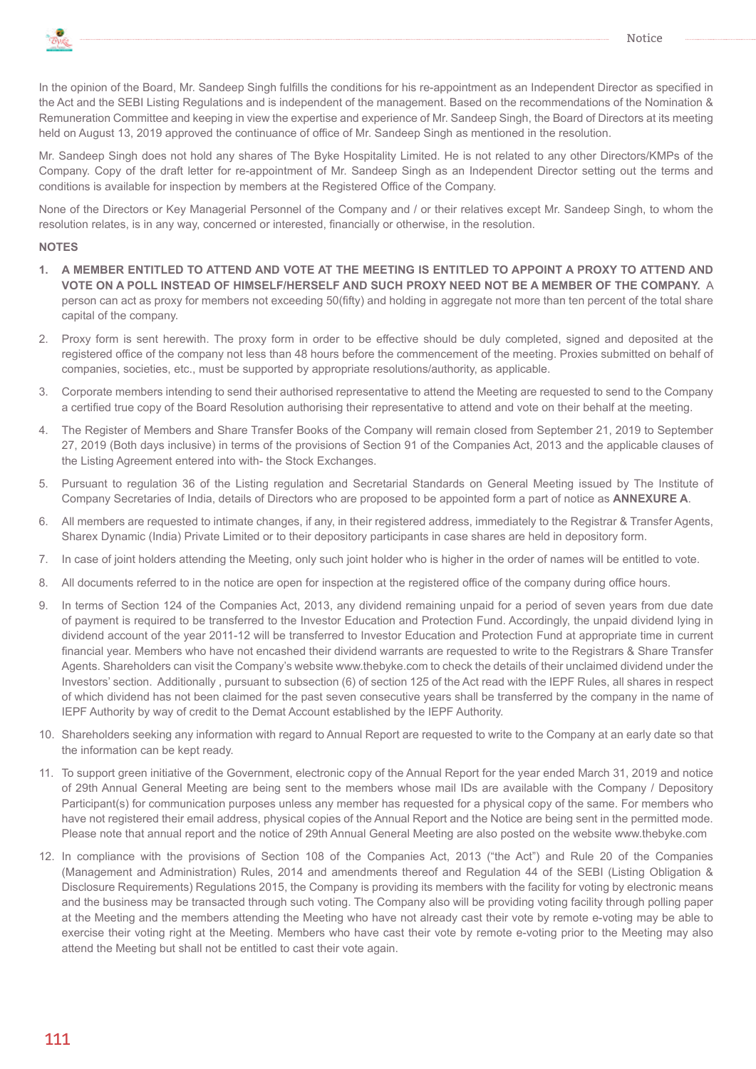In the opinion of the Board, Mr. Sandeep Singh fulfills the conditions for his re-appointment as an Independent Director as specified in the Act and the SEBI Listing Regulations and is independent of the management. Based on the recommendations of the Nomination & Remuneration Committee and keeping in view the expertise and experience of Mr. Sandeep Singh, the Board of Directors at its meeting held on August 13, 2019 approved the continuance of office of Mr. Sandeep Singh as mentioned in the resolution.

Mr. Sandeep Singh does not hold any shares of The Byke Hospitality Limited. He is not related to any other Directors/KMPs of the Company. Copy of the draft letter for re-appointment of Mr. Sandeep Singh as an Independent Director setting out the terms and conditions is available for inspection by members at the Registered Office of the Company.

None of the Directors or Key Managerial Personnel of the Company and / or their relatives except Mr. Sandeep Singh, to whom the resolution relates, is in any way, concerned or interested, financially or otherwise, in the resolution.

**NOTES**

1. **A MEMBER ENTITLED TO ATTEND AND VOTE AT THE MEETING IS ENTITLED TO APPOINT A PROXY TO ATTEND AND VOTE ON A POLL INSTEAD OF HIMSELF/HERSELF AND SUCH PROXY NEED NOT BE A MEMBER OF THE COMPANY.** A person can act as proxy for members not exceeding 50(fifty) and holding in aggregate not more than ten percent of the total share capital of the company.
2. Proxy form is sent herewith. The proxy form in order to be effective should be duly completed, signed and deposited at the registered office of the company not less than 48 hours before the commencement of the meeting. Proxies submitted on behalf of companies, societies, etc., must be supported by appropriate resolutions/authority, as applicable.
3. Corporate members intending to send their authorised representative to attend the Meeting are requested to send to the Company a certified true copy of the Board Resolution authorising their representative to attend and vote on their behalf at the meeting.
4. The Register of Members and Share Transfer Books of the Company will remain closed from September 21, 2019 to September 27, 2019 (Both days inclusive) in terms of the provisions of Section 91 of the Companies Act, 2013 and the applicable clauses of the Listing Agreement entered into with- the Stock Exchanges.
5. Pursuant to regulation 36 of the Listing regulation and Secretarial Standards on General Meeting issued by The Institute of Company Secretaries of India, details of Directors who are proposed to be appointed form a part of notice as **ANNEXURE A**.
6. All members are requested to intimate changes, if any, in their registered address, immediately to the Registrar & Transfer Agents, Sharex Dynamic (India) Private Limited or to their depository participants in case shares are held in depository form.
7. In case of joint holders attending the Meeting, only such joint holder who is higher in the order of names will be entitled to vote.
8. All documents referred to in the notice are open for inspection at the registered office of the company during office hours.
9. In terms of Section 124 of the Companies Act, 2013, any dividend remaining unpaid for a period of seven years from due date of payment is required to be transferred to the Investor Education and Protection Fund. Accordingly, the unpaid dividend lying in dividend account of the year 2011-12 will be transferred to Investor Education and Protection Fund at appropriate time in current financial year. Members who have not encashed their dividend warrants are requested to write to the Registrars & Share Transfer Agents. Shareholders can visit the Company's website www.thebyke.com to check the details of their unclaimed dividend under the Investors' section. Additionally , pursuant to subsection (6) of section 125 of the Act read with the IEPF Rules, all shares in respect of which dividend has not been claimed for the past seven consecutive years shall be transferred by the company in the name of IEPF Authority by way of credit to the Demat Account established by the IEPF Authority.
10. Shareholders seeking any information with regard to Annual Report are requested to write to the Company at an early date so that the information can be kept ready.
11. To support green initiative of the Government, electronic copy of the Annual Report for the year ended March 31, 2019 and notice of 29th Annual General Meeting are being sent to the members whose mail IDs are available with the Company / Depository Participant(s) for communication purposes unless any member has requested for a physical copy of the same. For members who have not registered their email address, physical copies of the Annual Report and the Notice are being sent in the permitted mode. Please note that annual report and the notice of 29th Annual General Meeting are also posted on the website www.thebyke.com
12. In compliance with the provisions of Section 108 of the Companies Act, 2013 ("the Act") and Rule 20 of the Companies (Management and Administration) Rules, 2014 and amendments thereof and Regulation 44 of the SEBI (Listing Obligation & Disclosure Requirements) Regulations 2015, the Company is providing its members with the facility for voting by electronic means and the business may be transacted through such voting. The Company also will be providing voting facility through polling paper at the Meeting and the members attending the Meeting who have not already cast their vote by remote e-voting may be able to exercise their voting right at the Meeting. Members who have cast their vote by remote e-voting prior to the Meeting may also attend the Meeting but shall not be entitled to cast their vote again.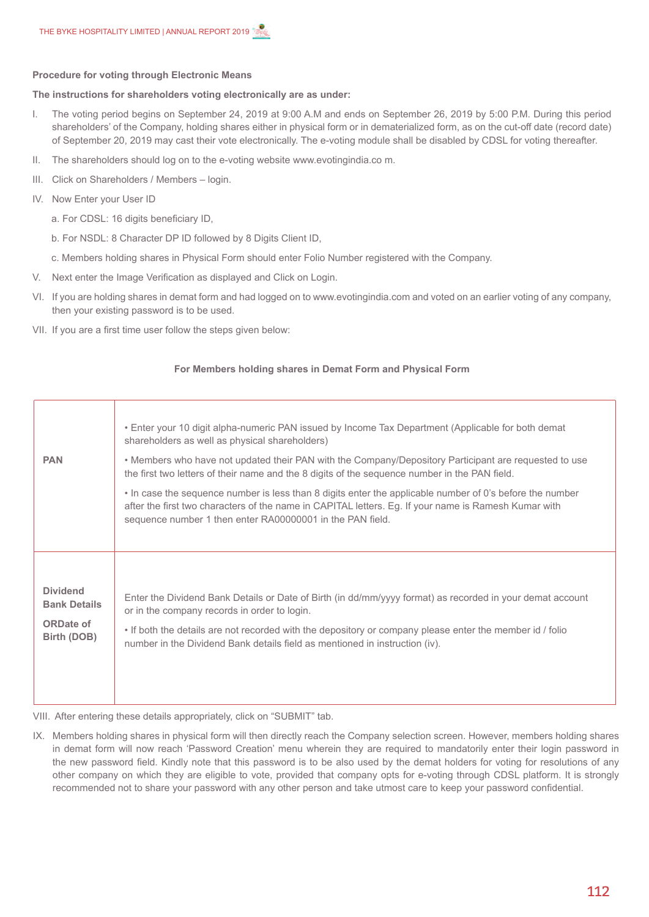**Procedure for voting through Electronic Means**

**The instructions for shareholders voting electronically are as under:**

I. The voting period begins on September 24, 2019 at 9:00 A.M and ends on September 26, 2019 by 5:00 P.M. During this period shareholders' of the Company, holding shares either in physical form or in dematerialized form, as on the cut-off date (record date) of September 20, 2019 may cast their vote electronically. The e-voting module shall be disabled by CDSL for voting thereafter.

II. The shareholders should log on to the e-voting website www.evotingindia.co m.

III. Click on Shareholders / Members – login.

IV. Now Enter your User ID

   a. For CDSL: 16 digits beneficiary ID,

   b. For NSDL: 8 Character DP ID followed by 8 Digits Client ID,

   c. Members holding shares in Physical Form should enter Folio Number registered with the Company.

V. Next enter the Image Verification as displayed and Click on Login.

VI. If you are holding shares in demat form and had logged on to www.evotingindia.com and voted on an earlier voting of any company, then your existing password is to be used.

VII. If you are a first time user follow the steps given below:

**For Members holding shares in Demat Form and Physical Form**

| | |
|---|---|
| **PAN** | • Enter your 10 digit alpha-numeric PAN issued by Income Tax Department (Applicable for both demat shareholders as well as physical shareholders)<br>• Members who have not updated their PAN with the Company/Depository Participant are requested to use the first two letters of their name and the 8 digits of the sequence number in the PAN field.<br>• In case the sequence number is less than 8 digits enter the applicable number of 0's before the number after the first two characters of the name in CAPITAL letters. Eg. If your name is Ramesh Kumar with sequence number 1 then enter RA00000001 in the PAN field. |
| **Dividend Bank Details ORDate of Birth (DOB)** | Enter the Dividend Bank Details or Date of Birth (in dd/mm/yyyy format) as recorded in your demat account or in the company records in order to login.<br>• If both the details are not recorded with the depository or company please enter the member id / folio number in the Dividend Bank details field as mentioned in instruction (iv). |

VIII. After entering these details appropriately, click on "SUBMIT" tab.

IX. Members holding shares in physical form will then directly reach the Company selection screen. However, members holding shares in demat form will now reach 'Password Creation' menu wherein they are required to mandatorily enter their login password in the new password field. Kindly note that this password is to be also used by the demat holders for voting for resolutions of any other company on which they are eligible to vote, provided that company opts for e-voting through CDSL platform. It is strongly recommended not to share your password with any other person and take utmost care to keep your password confidential.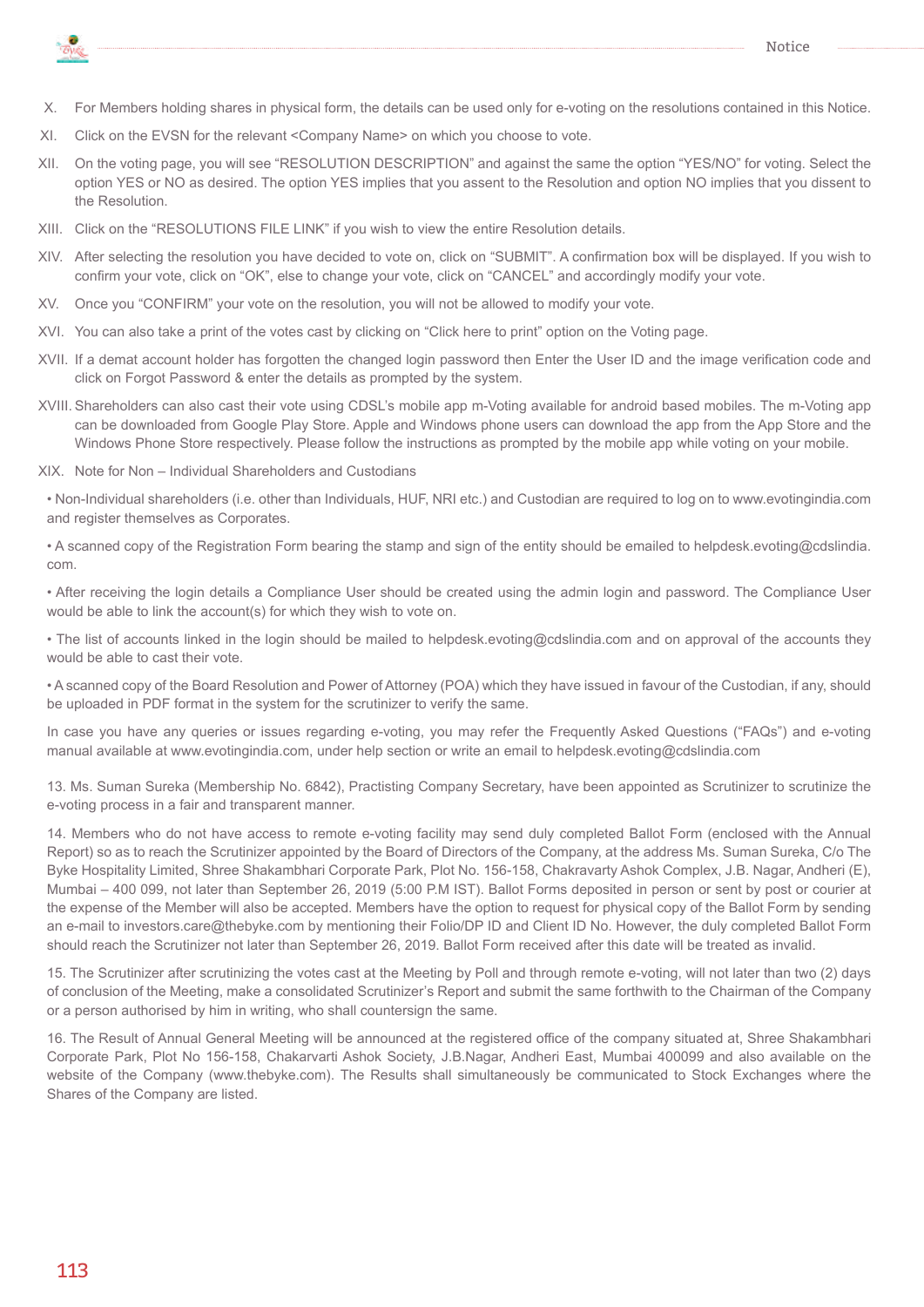X. For Members holding shares in physical form, the details can be used only for e-voting on the resolutions contained in this Notice.

XI. Click on the EVSN for the relevant <Company Name> on which you choose to vote.

XII. On the voting page, you will see "RESOLUTION DESCRIPTION" and against the same the option "YES/NO" for voting. Select the option YES or NO as desired. The option YES implies that you assent to the Resolution and option NO implies that you dissent to the Resolution.

XIII. Click on the "RESOLUTIONS FILE LINK" if you wish to view the entire Resolution details.

XIV. After selecting the resolution you have decided to vote on, click on "SUBMIT". A confirmation box will be displayed. If you wish to confirm your vote, click on "OK", else to change your vote, click on "CANCEL" and accordingly modify your vote.

XV. Once you "CONFIRM" your vote on the resolution, you will not be allowed to modify your vote.

XVI. You can also take a print of the votes cast by clicking on "Click here to print" option on the Voting page.

XVII. If a demat account holder has forgotten the changed login password then Enter the User ID and the image verification code and click on Forgot Password & enter the details as prompted by the system.

XVIII. Shareholders can also cast their vote using CDSL's mobile app m-Voting available for android based mobiles. The m-Voting app can be downloaded from Google Play Store. Apple and Windows phone users can download the app from the App Store and the Windows Phone Store respectively. Please follow the instructions as prompted by the mobile app while voting on your mobile.

XIX. Note for Non – Individual Shareholders and Custodians

- Non-Individual shareholders (i.e. other than Individuals, HUF, NRI etc.) and Custodian are required to log on to www.evotingindia.com and register themselves as Corporates.
- A scanned copy of the Registration Form bearing the stamp and sign of the entity should be emailed to helpdesk.evoting@cdslindia.com.
- After receiving the login details a Compliance User should be created using the admin login and password. The Compliance User would be able to link the account(s) for which they wish to vote on.
- The list of accounts linked in the login should be mailed to helpdesk.evoting@cdslindia.com and on approval of the accounts they would be able to cast their vote.
- A scanned copy of the Board Resolution and Power of Attorney (POA) which they have issued in favour of the Custodian, if any, should be uploaded in PDF format in the system for the scrutinizer to verify the same.

In case you have any queries or issues regarding e-voting, you may refer the Frequently Asked Questions ("FAQs") and e-voting manual available at www.evotingindia.com, under help section or write an email to helpdesk.evoting@cdslindia.com

13. Ms. Suman Sureka (Membership No. 6842), Practising Company Secretary, have been appointed as Scrutinizer to scrutinize the e-voting process in a fair and transparent manner.

14. Members who do not have access to remote e-voting facility may send duly completed Ballot Form (enclosed with the Annual Report) so as to reach the Scrutinizer appointed by the Board of Directors of the Company, at the address Ms. Suman Sureka, C/o The Byke Hospitality Limited, Shree Shakambhari Corporate Park, Plot No. 156-158, Chakravarty Ashok Complex, J.B. Nagar, Andheri (E), Mumbai – 400 099, not later than September 26, 2019 (5:00 P.M IST). Ballot Forms deposited in person or sent by post or courier at the expense of the Member will also be accepted. Members have the option to request for physical copy of the Ballot Form by sending an e-mail to investors.care@thebyke.com by mentioning their Folio/DP ID and Client ID No. However, the duly completed Ballot Form should reach the Scrutinizer not later than September 26, 2019. Ballot Form received after this date will be treated as invalid.

15. The Scrutinizer after scrutinizing the votes cast at the Meeting by Poll and through remote e-voting, will not later than two (2) days of conclusion of the Meeting, make a consolidated Scrutinizer's Report and submit the same forthwith to the Chairman of the Company or a person authorised by him in writing, who shall countersign the same.

16. The Result of Annual General Meeting will be announced at the registered office of the company situated at, Shree Shakambhari Corporate Park, Plot No 156-158, Chakarvarti Ashok Society, J.B.Nagar, Andheri East, Mumbai 400099 and also available on the website of the Company (www.thebyke.com). The Results shall simultaneously be communicated to Stock Exchanges where the Shares of the Company are listed.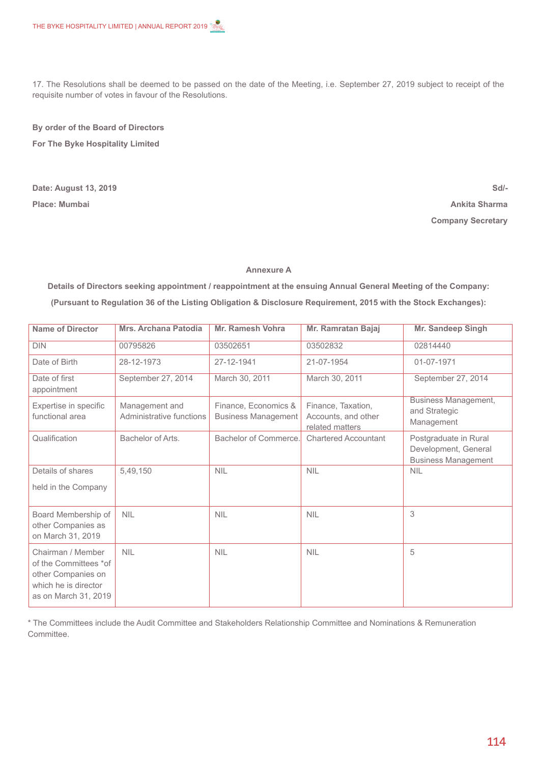17. The Resolutions shall be deemed to be passed on the date of the Meeting, i.e. September 27, 2019 subject to receipt of the requisite number of votes in favour of the Resolutions.

**By order of the Board of Directors**

**For The Byke Hospitality Limited**

**Date: August 13, 2019**

**Place: Mumbai**

**Sd/-**

**Ankita Sharma**

**Company Secretary**

**Annexure A**

**Details of Directors seeking appointment / reappointment at the ensuing Annual General Meeting of the Company:**

**(Pursuant to Regulation 36 of the Listing Obligation & Disclosure Requirement, 2015 with the Stock Exchanges):**

| Name of Director | Mrs. Archana Patodia | Mr. Ramesh Vohra | Mr. Ramratan Bajaj | Mr. Sandeep Singh |
|---|---|---|---|---|
| DIN | 00795826 | 03502651 | 03502832 | 02814440 |
| Date of Birth | 28-12-1973 | 27-12-1941 | 21-07-1954 | 01-07-1971 |
| Date of first appointment | September 27, 2014 | March 30, 2011 | March 30, 2011 | September 27, 2014 |
| Expertise in specific functional area | Management and Administrative functions | Finance, Economics & Business Management | Finance, Taxation, Accounts, and other related matters | Business Management, and Strategic Management |
| Qualification | Bachelor of Arts. | Bachelor of Commerce. | Chartered Accountant | Postgraduate in Rural Development, General Business Management |
| Details of shares held in the Company | 5,49,150 | NIL | NIL | NIL |
| Board Membership of other Companies as on March 31, 2019 | NIL | NIL | NIL | 3 |
| Chairman / Member of the Committees *of other Companies on which he is director as on March 31, 2019 | NIL | NIL | NIL | 5 |

* The Committees include the Audit Committee and Stakeholders Relationship Committee and Nominations & Remuneration Committee.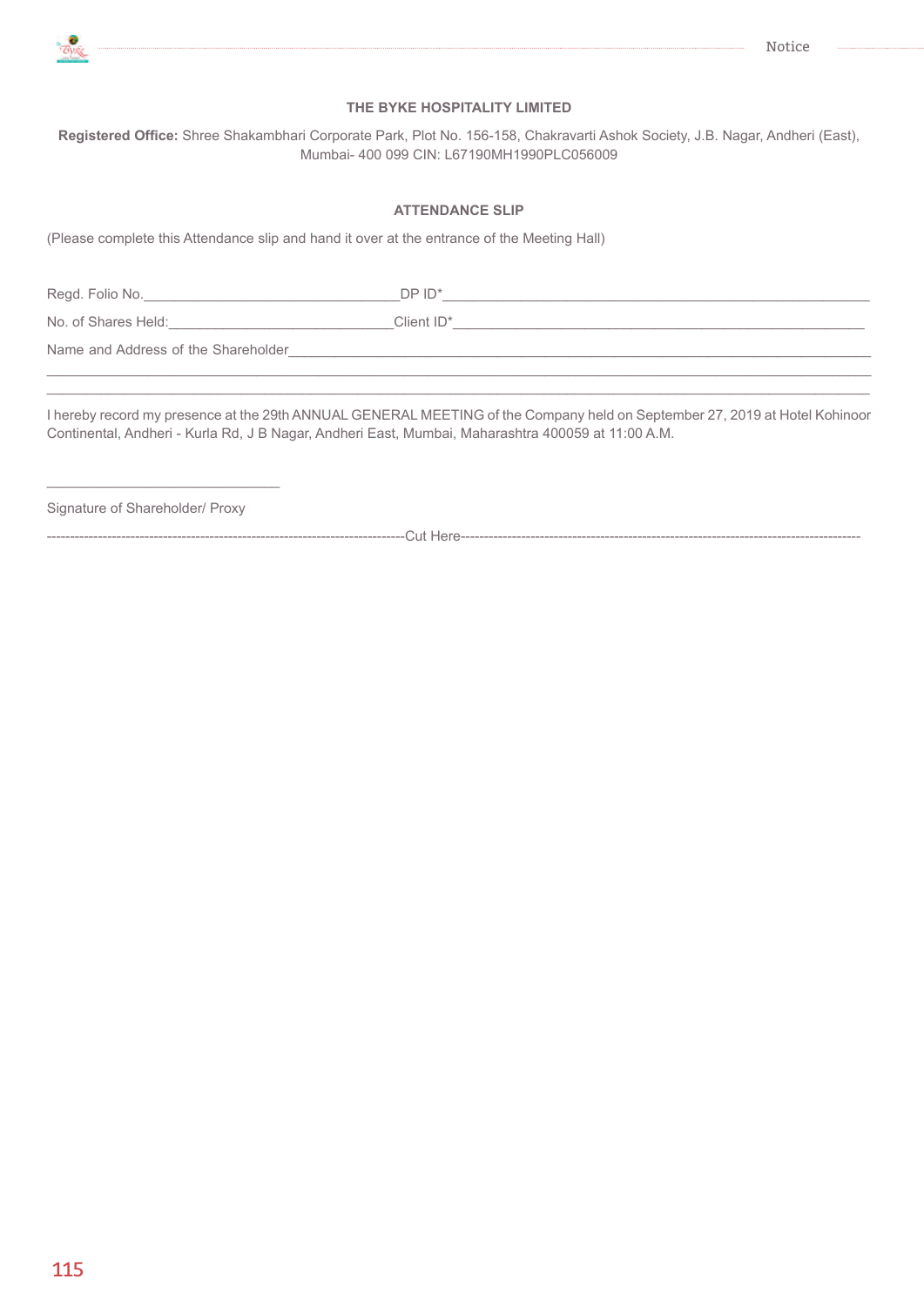### THE BYKE HOSPITALITY LIMITED

**Registered Office:** Shree Shakambhari Corporate Park, Plot No. 156-158, Chakravarti Ashok Society, J.B. Nagar, Andheri (East), Mumbai- 400 099 CIN: L67190MH1990PLC056009

### ATTENDANCE SLIP

(Please complete this Attendance slip and hand it over at the entrance of the Meeting Hall)

Regd. Folio No.________________________________ DP ID*________________________________________________

No. of Shares Held:____________________________ Client ID*_____________________________________________

Name and Address of the Shareholder_______________________________________________________________

_____________________________________________________________________________________________

_____________________________________________________________________________________________

I hereby record my presence at the 29th ANNUAL GENERAL MEETING of the Company held on September 27, 2019 at Hotel Kohinoor Continental, Andheri - Kurla Rd, J B Nagar, Andheri East, Mumbai, Maharashtra 400059 at 11:00 A.M.

______________________________

Signature of Shareholder/ Proxy

------------------------------------------------------------------------------Cut Here------------------------------------------------------------------------------------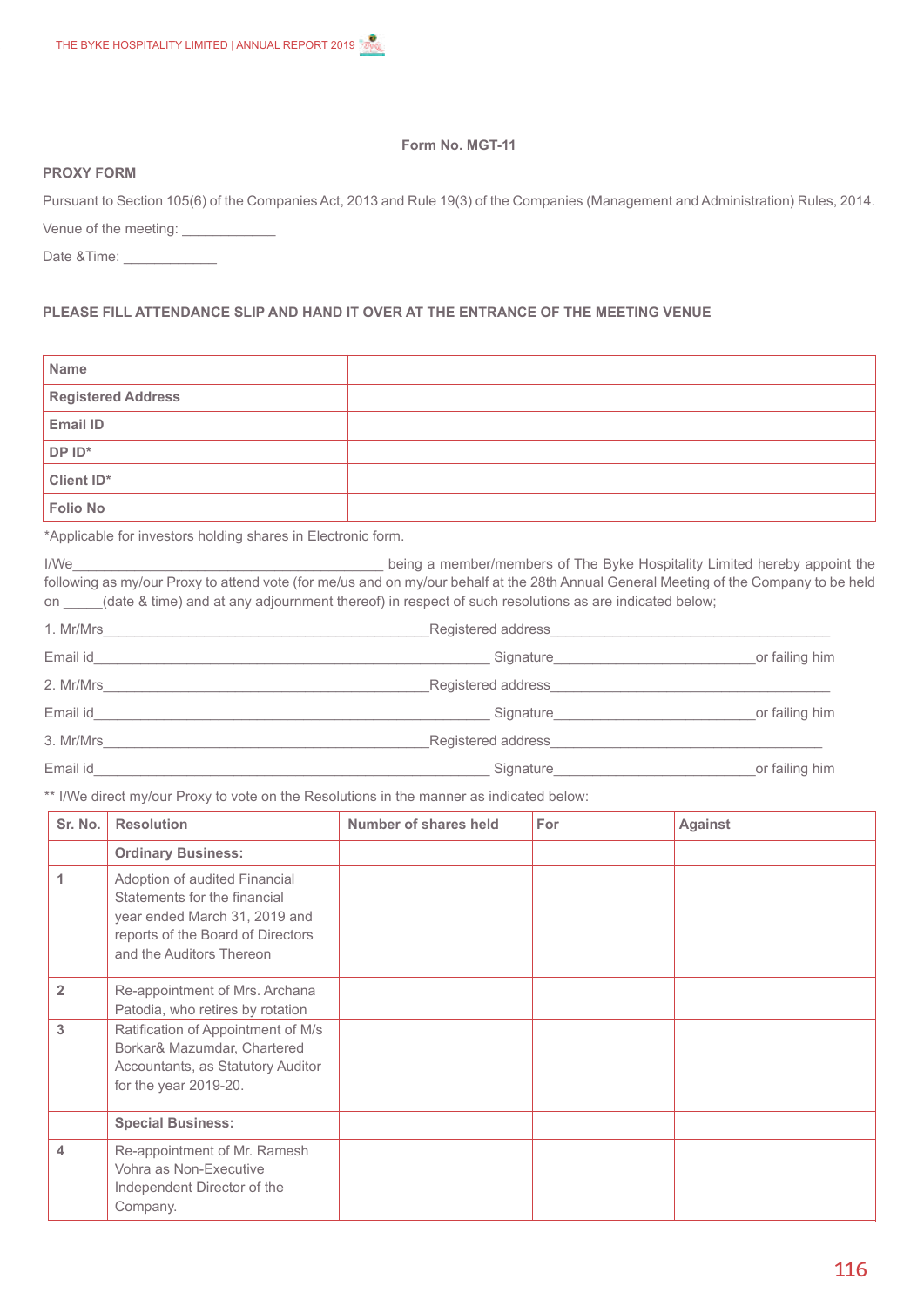Form No. MGT-11

**PROXY FORM**

Pursuant to Section 105(6) of the Companies Act, 2013 and Rule 19(3) of the Companies (Management and Administration) Rules, 2014.

Venue of the meeting: ____________

Date &Time: ____________

**PLEASE FILL ATTENDANCE SLIP AND HAND IT OVER AT THE ENTRANCE OF THE MEETING VENUE**

| | |
|---|---|
| **Name** | |
| **Registered Address** | |
| **Email ID** | |
| **DP ID*** | |
| **Client ID*** | |
| **Folio No** | |

*Applicable for investors holding shares in Electronic form.

I/We_________________________________________ being a member/members of The Byke Hospitality Limited hereby appoint the following as my/our Proxy to attend vote (for me/us and on my/our behalf at the 28th Annual General Meeting of the Company to be held on _____(date & time) and at any adjournment thereof) in respect of such resolutions as are indicated below;

1. Mr/Mrs___________________________________________Registered address_____________________________________

Email id____________________________________________________ Signature__________________________or failing him

2. Mr/Mrs___________________________________________Registered address_____________________________________

Email id____________________________________________________ Signature__________________________or failing him

3. Mr/Mrs___________________________________________Registered address_____________________________________

Email id____________________________________________________ Signature__________________________or failing him

** I/We direct my/our Proxy to vote on the Resolutions in the manner as indicated below:

| Sr. No. | Resolution | Number of shares held | For | Against |
|---|---|---|---|---|
| | **Ordinary Business:** | | | |
| 1 | Adoption of audited Financial Statements for the financial year ended March 31, 2019 and reports of the Board of Directors and the Auditors Thereon | | | |
| 2 | Re-appointment of Mrs. Archana Patodia, who retires by rotation | | | |
| 3 | Ratification of Appointment of M/s Borkar& Mazumdar, Chartered Accountants, as Statutory Auditor for the year 2019-20. | | | |
| | **Special Business:** | | | |
| 4 | Re-appointment of Mr. Ramesh Vohra as Non-Executive Independent Director of the Company. | | | |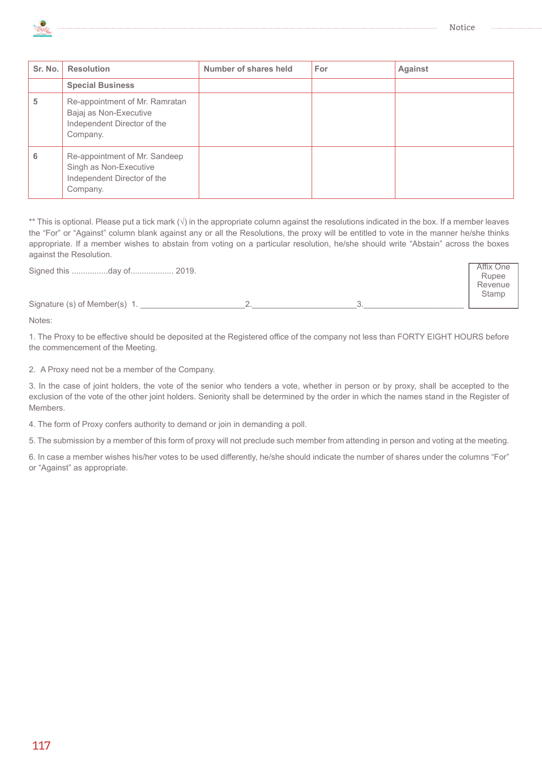| Sr. No. | Resolution | Number of shares held | For | Against |
|---|---|---|---|---|
| | **Special Business** | | | |
| 5 | Re-appointment of Mr. Ramratan Bajaj as Non-Executive Independent Director of the Company. | | | |
| 6 | Re-appointment of Mr. Sandeep Singh as Non-Executive Independent Director of the Company. | | | |

** This is optional. Please put a tick mark (√) in the appropriate column against the resolutions indicated in the box. If a member leaves the "For" or "Against" column blank against any or all the Resolutions, the proxy will be entitled to vote in the manner he/she thinks appropriate. If a member wishes to abstain from voting on a particular resolution, he/she should write "Abstain" across the boxes against the Resolution.

Signed this ................day of................... 2019.

Affix One Rupee Revenue Stamp

Signature (s) of Member(s) 1. ______________________ 2. ______________________ 3. ______________________

Notes:

1. The Proxy to be effective should be deposited at the Registered office of the company not less than FORTY EIGHT HOURS before the commencement of the Meeting.

2. A Proxy need not be a member of the Company.

3. In the case of joint holders, the vote of the senior who tenders a vote, whether in person or by proxy, shall be accepted to the exclusion of the vote of the other joint holders. Seniority shall be determined by the order in which the names stand in the Register of Members.

4. The form of Proxy confers authority to demand or join in demanding a poll.

5. The submission by a member of this form of proxy will not preclude such member from attending in person and voting at the meeting.

6. In case a member wishes his/her votes to be used differently, he/she should indicate the number of shares under the columns "For" or "Against" as appropriate.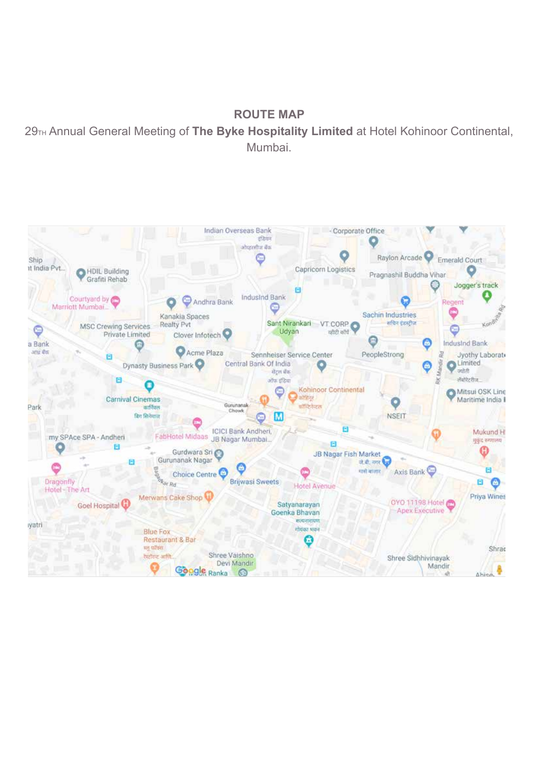## ROUTE MAP

29TH Annual General Meeting of **The Byke Hospitality Limited** at Hotel Kohinoor Continental, Mumbai.